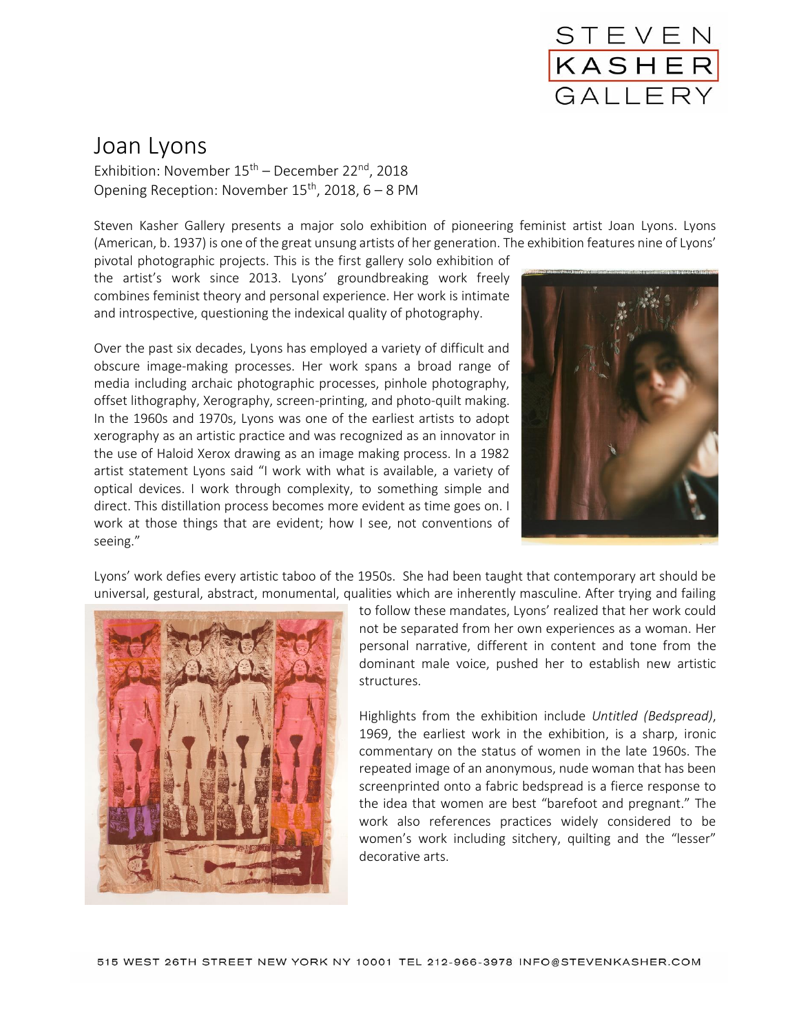# Joan Lyons

Exhibition: November 15th – December 22nd, 2018
Opening Reception: November 15th, 2018, 6 – 8 PM

Steven Kasher Gallery presents a major solo exhibition of pioneering feminist artist Joan Lyons. Lyons (American, b. 1937) is one of the great unsung artists of her generation. The exhibition features nine of Lyons' pivotal photographic projects. This is the first gallery solo exhibition of the artist's work since 2013. Lyons' groundbreaking work freely combines feminist theory and personal experience. Her work is intimate and introspective, questioning the indexical quality of photography.

Over the past six decades, Lyons has employed a variety of difficult and obscure image-making processes. Her work spans a broad range of media including archaic photographic processes, pinhole photography, offset lithography, Xerography, screen-printing, and photo-quilt making. In the 1960s and 1970s, Lyons was one of the earliest artists to adopt xerography as an artistic practice and was recognized as an innovator in the use of Haloid Xerox drawing as an image making process. In a 1982 artist statement Lyons said "I work with what is available, a variety of optical devices. I work through complexity, to something simple and direct. This distillation process becomes more evident as time goes on. I work at those things that are evident; how I see, not conventions of seeing."

Lyons' work defies every artistic taboo of the 1950s. She had been taught that contemporary art should be universal, gestural, abstract, monumental, qualities which are inherently masculine. After trying and failing to follow these mandates, Lyons' realized that her work could not be separated from her own experiences as a woman. Her personal narrative, different in content and tone from the dominant male voice, pushed her to establish new artistic structures.

Highlights from the exhibition include *Untitled (Bedspread)*, 1969, the earliest work in the exhibition, is a sharp, ironic commentary on the status of women in the late 1960s. The repeated image of an anonymous, nude woman that has been screenprinted onto a fabric bedspread is a fierce response to the idea that women are best "barefoot and pregnant." The work also references practices widely considered to be women's work including sitchery, quilting and the "lesser" decorative arts.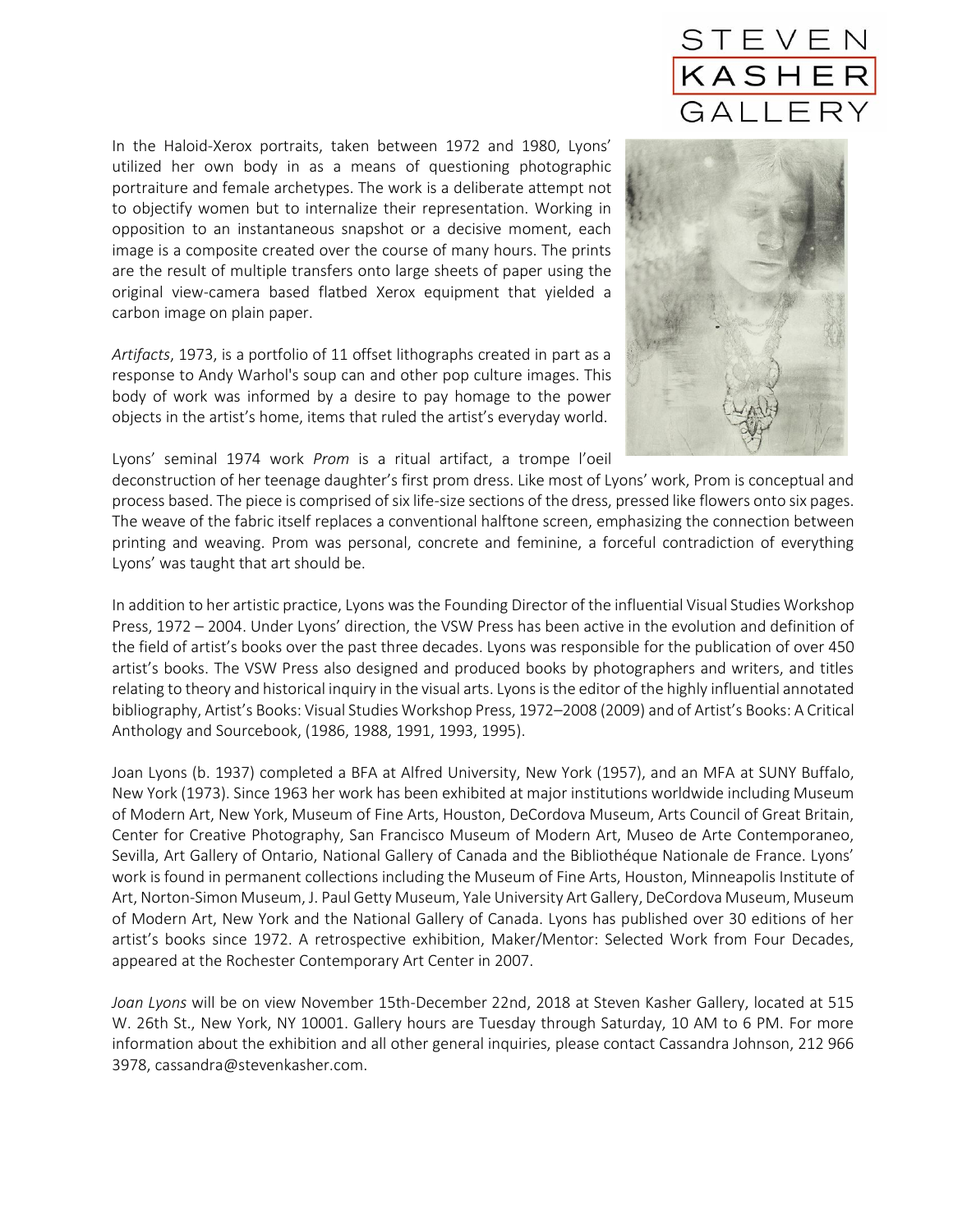In the Haloid-Xerox portraits, taken between 1972 and 1980, Lyons' utilized her own body in as a means of questioning photographic portraiture and female archetypes. The work is a deliberate attempt not to objectify women but to internalize their representation. Working in opposition to an instantaneous snapshot or a decisive moment, each image is a composite created over the course of many hours. The prints are the result of multiple transfers onto large sheets of paper using the original view-camera based flatbed Xerox equipment that yielded a carbon image on plain paper.

*Artifacts*, 1973, is a portfolio of 11 offset lithographs created in part as a response to Andy Warhol's soup can and other pop culture images. This body of work was informed by a desire to pay homage to the power objects in the artist's home, items that ruled the artist's everyday world.

Lyons' seminal 1974 work *Prom* is a ritual artifact, a trompe l'oeil deconstruction of her teenage daughter's first prom dress. Like most of Lyons' work, Prom is conceptual and process based. The piece is comprised of six life-size sections of the dress, pressed like flowers onto six pages. The weave of the fabric itself replaces a conventional halftone screen, emphasizing the connection between printing and weaving. Prom was personal, concrete and feminine, a forceful contradiction of everything Lyons' was taught that art should be.

In addition to her artistic practice, Lyons was the Founding Director of the influential Visual Studies Workshop Press, 1972 – 2004. Under Lyons' direction, the VSW Press has been active in the evolution and definition of the field of artist's books over the past three decades. Lyons was responsible for the publication of over 450 artist's books. The VSW Press also designed and produced books by photographers and writers, and titles relating to theory and historical inquiry in the visual arts. Lyons is the editor of the highly influential annotated bibliography, Artist's Books: Visual Studies Workshop Press, 1972–2008 (2009) and of Artist's Books: A Critical Anthology and Sourcebook, (1986, 1988, 1991, 1993, 1995).

Joan Lyons (b. 1937) completed a BFA at Alfred University, New York (1957), and an MFA at SUNY Buffalo, New York (1973). Since 1963 her work has been exhibited at major institutions worldwide including Museum of Modern Art, New York, Museum of Fine Arts, Houston, DeCordova Museum, Arts Council of Great Britain, Center for Creative Photography, San Francisco Museum of Modern Art, Museo de Arte Contemporaneo, Sevilla, Art Gallery of Ontario, National Gallery of Canada and the Bibliothéque Nationale de France. Lyons' work is found in permanent collections including the Museum of Fine Arts, Houston, Minneapolis Institute of Art, Norton-Simon Museum, J. Paul Getty Museum, Yale University Art Gallery, DeCordova Museum, Museum of Modern Art, New York and the National Gallery of Canada. Lyons has published over 30 editions of her artist's books since 1972. A retrospective exhibition, Maker/Mentor: Selected Work from Four Decades, appeared at the Rochester Contemporary Art Center in 2007.

*Joan Lyons* will be on view November 15th-December 22nd, 2018 at Steven Kasher Gallery, located at 515 W. 26th St., New York, NY 10001. Gallery hours are Tuesday through Saturday, 10 AM to 6 PM. For more information about the exhibition and all other general inquiries, please contact Cassandra Johnson, 212 966 3978, cassandra@stevenkasher.com.